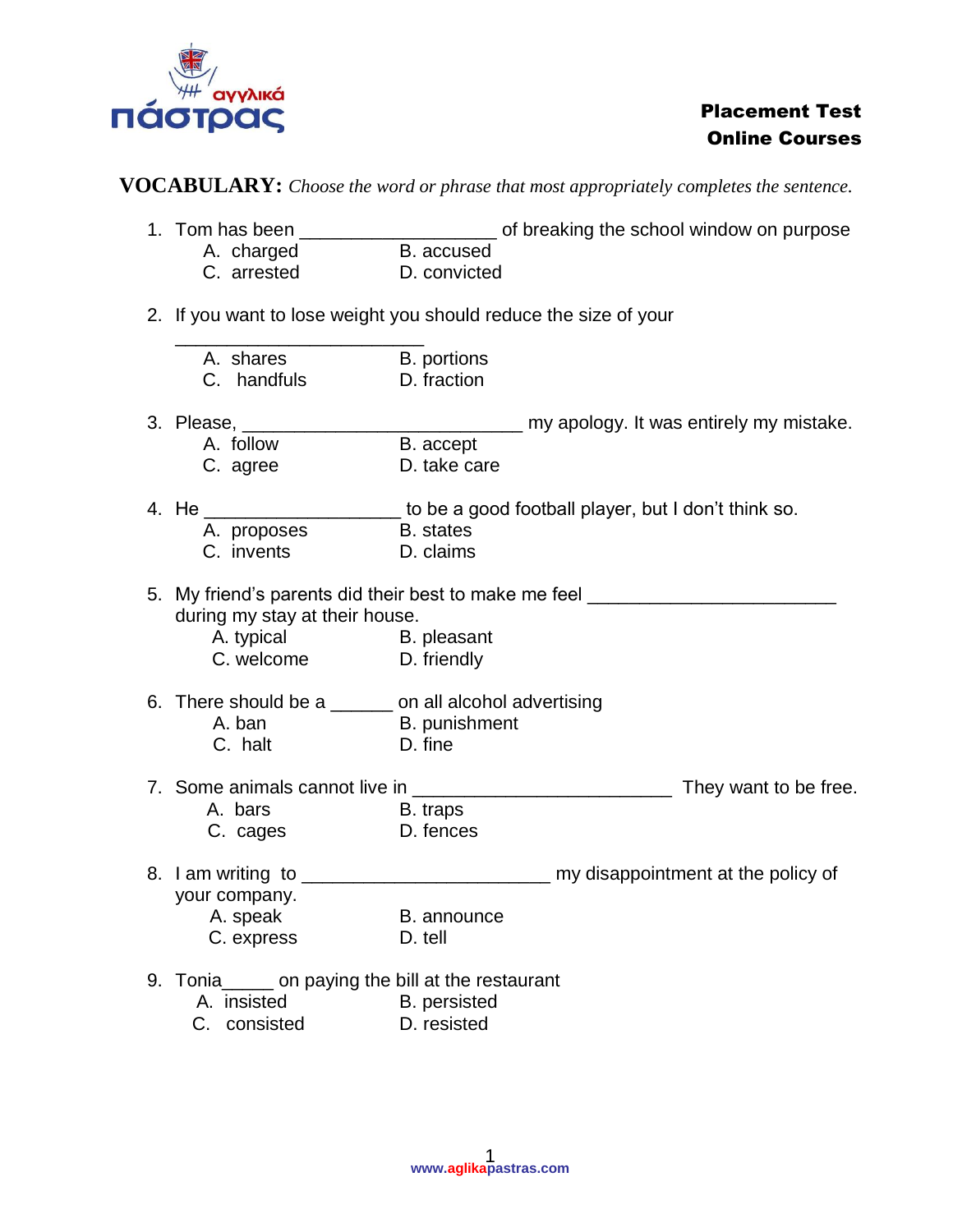αγγλικά πάστρας

**Placement Test**
**Online Courses**

**VOCABULARY:** *Choose the word or phrase that most appropriately completes the sentence.*

1. Tom has been ___________________ of breaking the school window on purpose
   A. charged B. accused
   C. arrested D. convicted

2. If you want to lose weight you should reduce the size of your ________________________
   A. shares B. portions
   C. handfuls D. fraction

3. Please, ___________________________ my apology. It was entirely my mistake.
   A. follow B. accept
   C. agree D. take care

4. He ___________________ to be a good football player, but I don't think so.
   A. proposes B. states
   C. invents D. claims

5. My friend's parents did their best to make me feel ________________________ during my stay at their house.
   A. typical B. pleasant
   C. welcome D. friendly

6. There should be a ______ on all alcohol advertising
   A. ban B. punishment
   C. halt D. fine

7. Some animals cannot live in _________________________ They want to be free.
   A. bars B. traps
   C. cages D. fences

8. I am writing to ________________________ my disappointment at the policy of your company.
   A. speak B. announce
   C. express D. tell

9. Tonia_____ on paying the bill at the restaurant
   A. insisted B. persisted
   C. consisted D. resisted

www.aglikapastras.com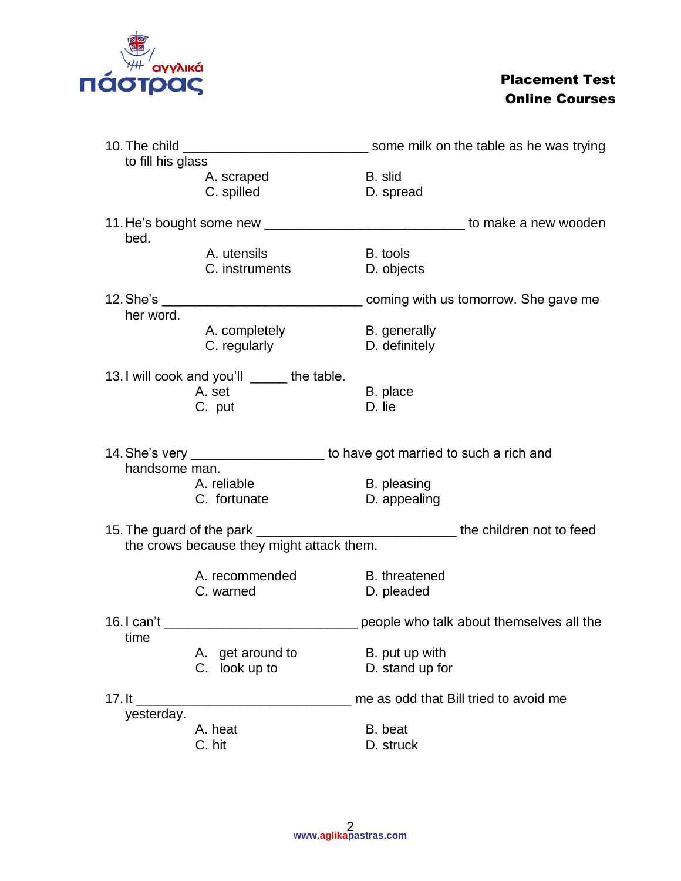10. The child _________________________ some milk on the table as he was trying to fill his glass

    A. scraped    B. slid
    C. spilled    D. spread

11. He's bought some new ___________________________ to make a new wooden bed.

    A. utensils    B. tools
    C. instruments    D. objects

12. She's ___________________________ coming with us tomorrow. She gave me her word.

    A. completely    B. generally
    C. regularly    D. definitely

13. I will cook and you'll _____ the table.

    A. set    B. place
    C. put    D. lie

14. She's very __________________ to have got married to such a rich and handsome man.

    A. reliable    B. pleasing
    C. fortunate    D. appealing

15. The guard of the park ___________________________ the children not to feed the crows because they might attack them.

    A. recommended    B. threatened
    C. warned    D. pleaded

16. I can't ___________________________ people who talk about themselves all the time

    A. get around to    B. put up with
    C. look up to    D. stand up for

17. It ______________________________ me as odd that Bill tried to avoid me yesterday.

    A. heat    B. beat
    C. hit    D. struck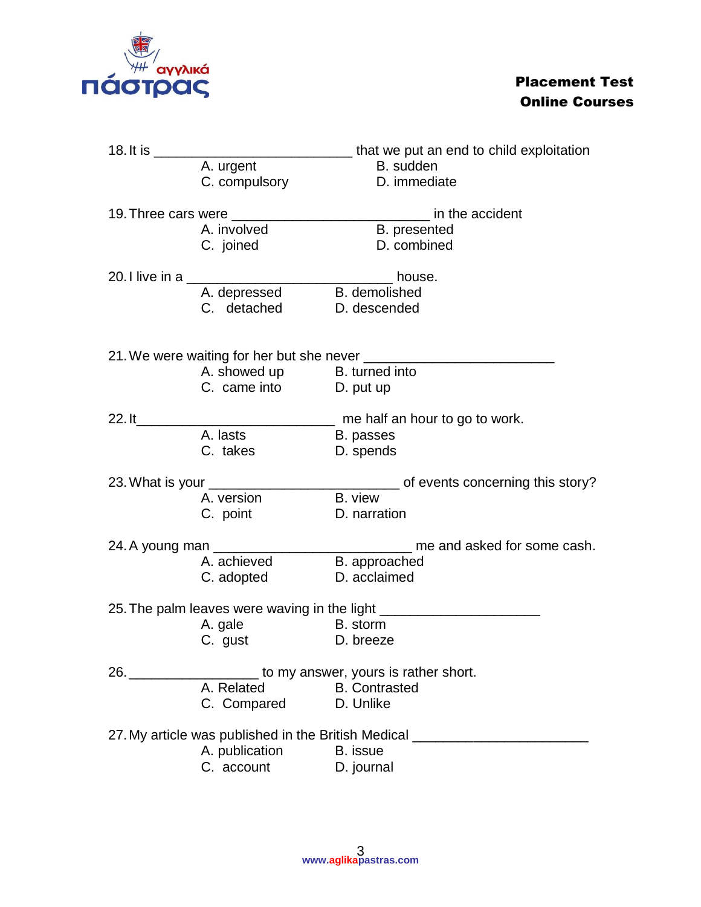18. It is ___________________________ that we put an end to child exploitation
    - A. urgent
    - B. sudden
    - C. compulsory
    - D. immediate

19. Three cars were ___________________________ in the accident
    - A. involved
    - B. presented
    - C. joined
    - D. combined

20. I live in a ___________________________ house.
    - A. depressed
    - B. demolished
    - C. detached
    - D. descended

21. We were waiting for her but she never _________________________
    - A. showed up
    - B. turned into
    - C. came into
    - D. put up

22. It___________________________ me half an hour to go to work.
    - A. lasts
    - B. passes
    - C. takes
    - D. spends

23. What is your _________________________ of events concerning this story?
    - A. version
    - B. view
    - C. point
    - D. narration

24. A young man ___________________________ me and asked for some cash.
    - A. achieved
    - B. approached
    - C. adopted
    - D. acclaimed

25. The palm leaves were waving in the light _____________________
    - A. gale
    - B. storm
    - C. gust
    - D. breeze

26. _________________ to my answer, yours is rather short.
    - A. Related
    - B. Contrasted
    - C. Compared
    - D. Unlike

27. My article was published in the British Medical _______________________
    - A. publication
    - B. issue
    - C. account
    - D. journal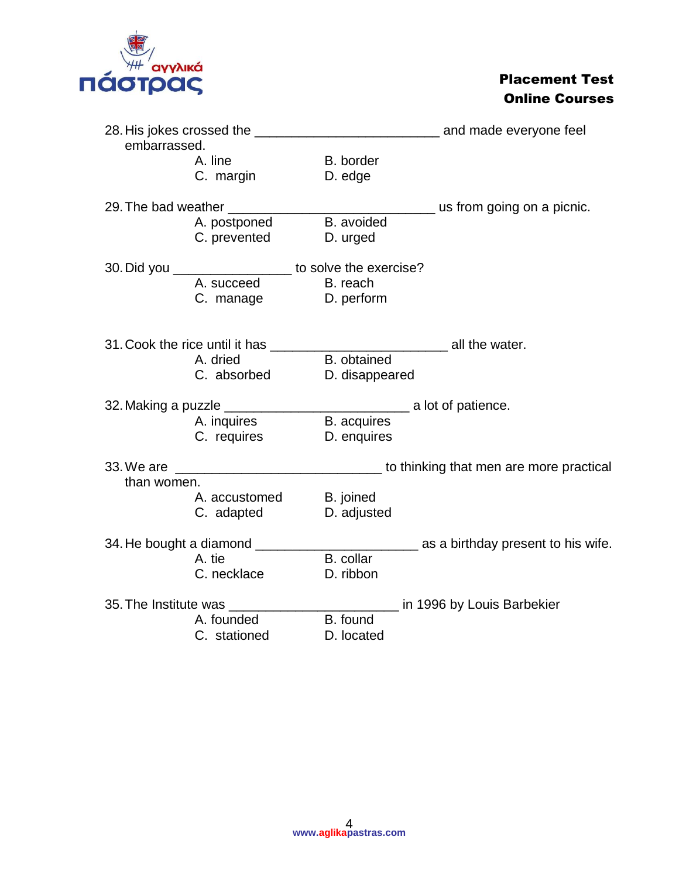28. His jokes crossed the \_\_\_\_\_\_\_\_\_\_\_\_\_\_\_\_\_\_\_\_\_\_\_\_\_ and made everyone feel embarrassed.
    - A. line
    - B. border
    - C. margin
    - D. edge

29. The bad weather \_\_\_\_\_\_\_\_\_\_\_\_\_\_\_\_\_\_\_\_\_\_\_\_\_\_\_\_ us from going on a picnic.
    - A. postponed
    - B. avoided
    - C. prevented
    - D. urged

30. Did you \_\_\_\_\_\_\_\_\_\_\_\_\_\_\_\_ to solve the exercise?
    - A. succeed
    - B. reach
    - C. manage
    - D. perform

31. Cook the rice until it has \_\_\_\_\_\_\_\_\_\_\_\_\_\_\_\_\_\_\_\_\_\_\_\_ all the water.
    - A. dried
    - B. obtained
    - C. absorbed
    - D. disappeared

32. Making a puzzle \_\_\_\_\_\_\_\_\_\_\_\_\_\_\_\_\_\_\_\_\_\_\_\_\_ a lot of patience.
    - A. inquires
    - B. acquires
    - C. requires
    - D. enquires

33. We are \_\_\_\_\_\_\_\_\_\_\_\_\_\_\_\_\_\_\_\_\_\_\_\_\_\_\_\_ to thinking that men are more practical than women.
    - A. accustomed
    - B. joined
    - C. adapted
    - D. adjusted

34. He bought a diamond \_\_\_\_\_\_\_\_\_\_\_\_\_\_\_\_\_\_\_\_\_\_ as a birthday present to his wife.
    - A. tie
    - B. collar
    - C. necklace
    - D. ribbon

35. The Institute was \_\_\_\_\_\_\_\_\_\_\_\_\_\_\_\_\_\_\_\_\_\_\_ in 1996 by Louis Barbekier
    - A. founded
    - B. found
    - C. stationed
    - D. located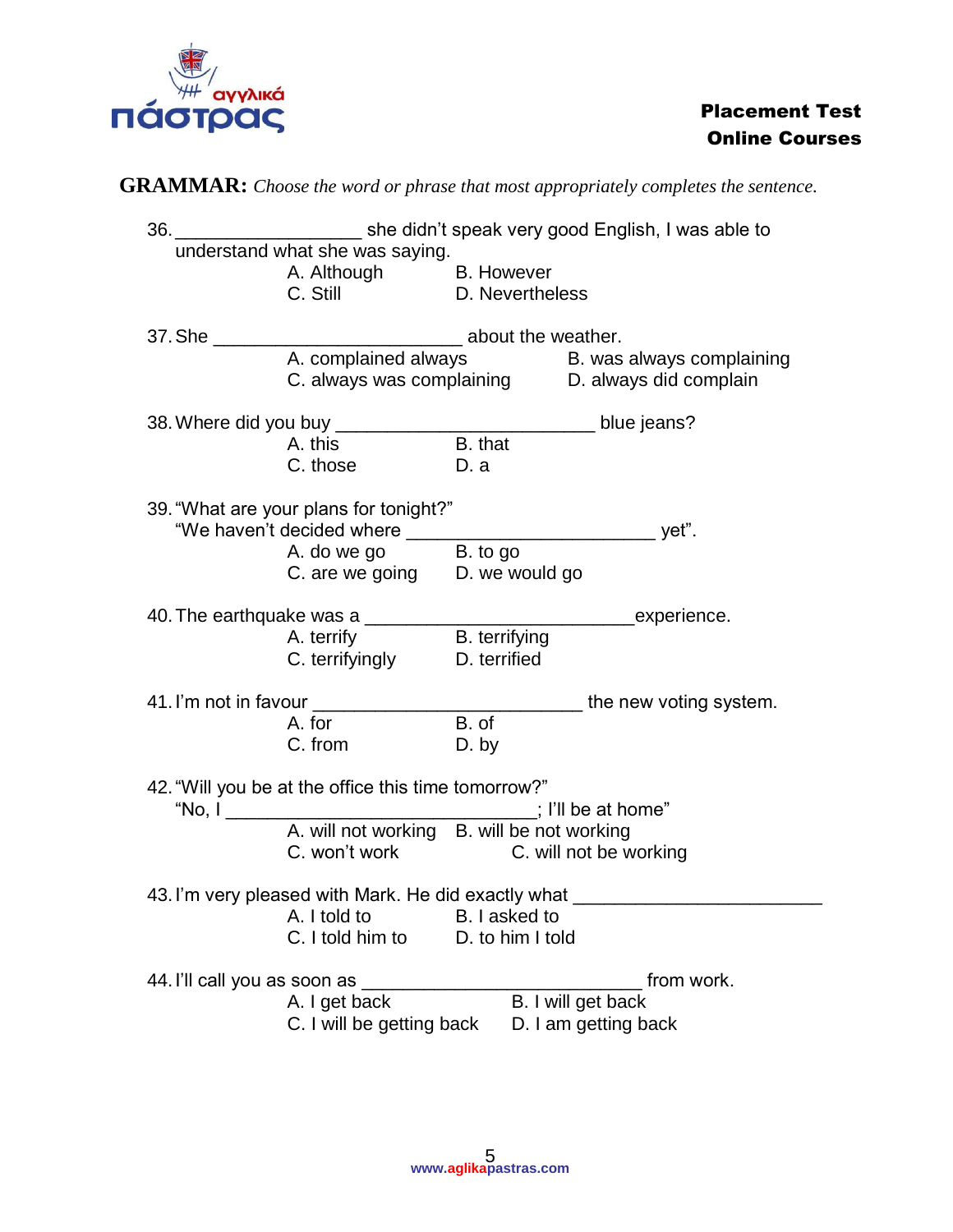**GRAMMAR:** *Choose the word or phrase that most appropriately completes the sentence.*

36. __________________ she didn't speak very good English, I was able to understand what she was saying.
    A. Although B. However
    C. Still D. Nevertheless

37. She ________________________ about the weather.
    A. complained always B. was always complaining
    C. always was complaining D. always did complain

38. Where did you buy ________________________ blue jeans?
    A. this B. that
    C. those D. a

39. "What are your plans for tonight?"
    "We haven't decided where ________________________ yet".
    A. do we go B. to go
    C. are we going D. we would go

40. The earthquake was a _________________________experience.
    A. terrify B. terrifying
    C. terrifyingly D. terrified

41. I'm not in favour _________________________ the new voting system.
    A. for B. of
    C. from D. by

42. "Will you be at the office this time tomorrow?"
    "No, I ____________________________; I'll be at home"
    A. will not working B. will be not working
    C. won't work C. will not be working

43. I'm very pleased with Mark. He did exactly what ________________________
    A. I told to B. I asked to
    C. I told him to D. to him I told

44. I'll call you as soon as ___________________________ from work.
    A. I get back B. I will get back
    C. I will be getting back D. I am getting back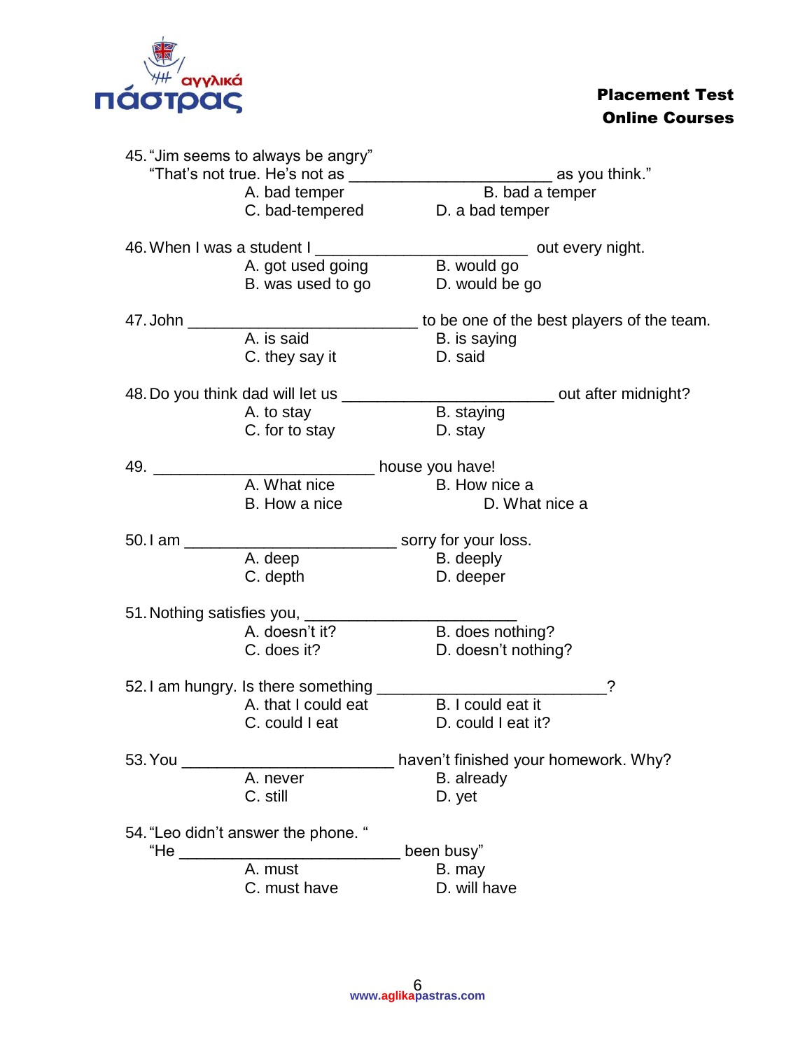45. "Jim seems to always be angry"
"That's not true. He's not as ________________________ as you think."
A. bad temper B. bad a temper
C. bad-tempered D. a bad temper

46. When I was a student I _________________________ out every night.
A. got used going B. would go
B. was used to go D. would be go

47. John ___________________________ to be one of the best players of the team.
A. is said B. is saying
C. they say it D. said

48. Do you think dad will let us _________________________ out after midnight?
A. to stay B. staying
C. for to stay D. stay

49. __________________________ house you have!
A. What nice B. How nice a
B. How a nice D. What nice a

50. I am _________________________ sorry for your loss.
A. deep B. deeply
C. depth D. deeper

51. Nothing satisfies you, _________________________
A. doesn't it? B. does nothing?
C. does it? D. doesn't nothing?

52. I am hungry. Is there something __________________________?
A. that I could eat B. I could eat it
C. could I eat D. could I eat it?

53. You _________________________ haven't finished your homework. Why?
A. never B. already
C. still D. yet

54. "Leo didn't answer the phone. "
"He __________________________ been busy"
A. must B. may
C. must have D. will have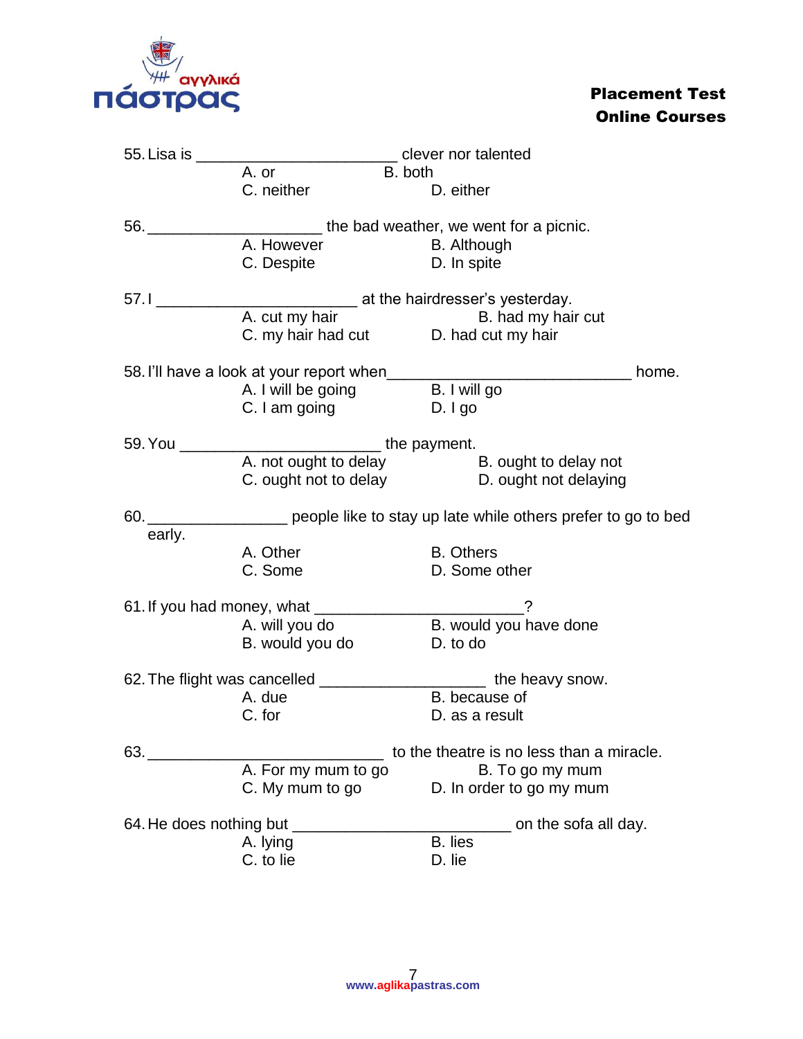55. Lisa is ______________________ clever nor talented
    A. or B. both
    C. neither D. either

56. ___________________ the bad weather, we went for a picnic.
    A. However B. Although
    C. Despite D. In spite

57. I ______________________ at the hairdresser's yesterday.
    A. cut my hair B. had my hair cut
    C. my hair had cut D. had cut my hair

58. I'll have a look at your report when___________________________ home.
    A. I will be going B. I will go
    C. I am going D. I go

59. You ______________________ the payment.
    A. not ought to delay B. ought to delay not
    C. ought not to delay D. ought not delaying

60. _______________ people like to stay up late while others prefer to go to bed early.
    A. Other B. Others
    C. Some D. Some other

61. If you had money, what _______________________?
    A. will you do B. would you have done
    B. would you do D. to do

62. The flight was cancelled __________________ the heavy snow.
    A. due B. because of
    C. for D. as a result

63. __________________________ to the theatre is no less than a miracle.
    A. For my mum to go B. To go my mum
    C. My mum to go D. In order to go my mum

64. He does nothing but ________________________ on the sofa all day.
    A. lying B. lies
    C. to lie D. lie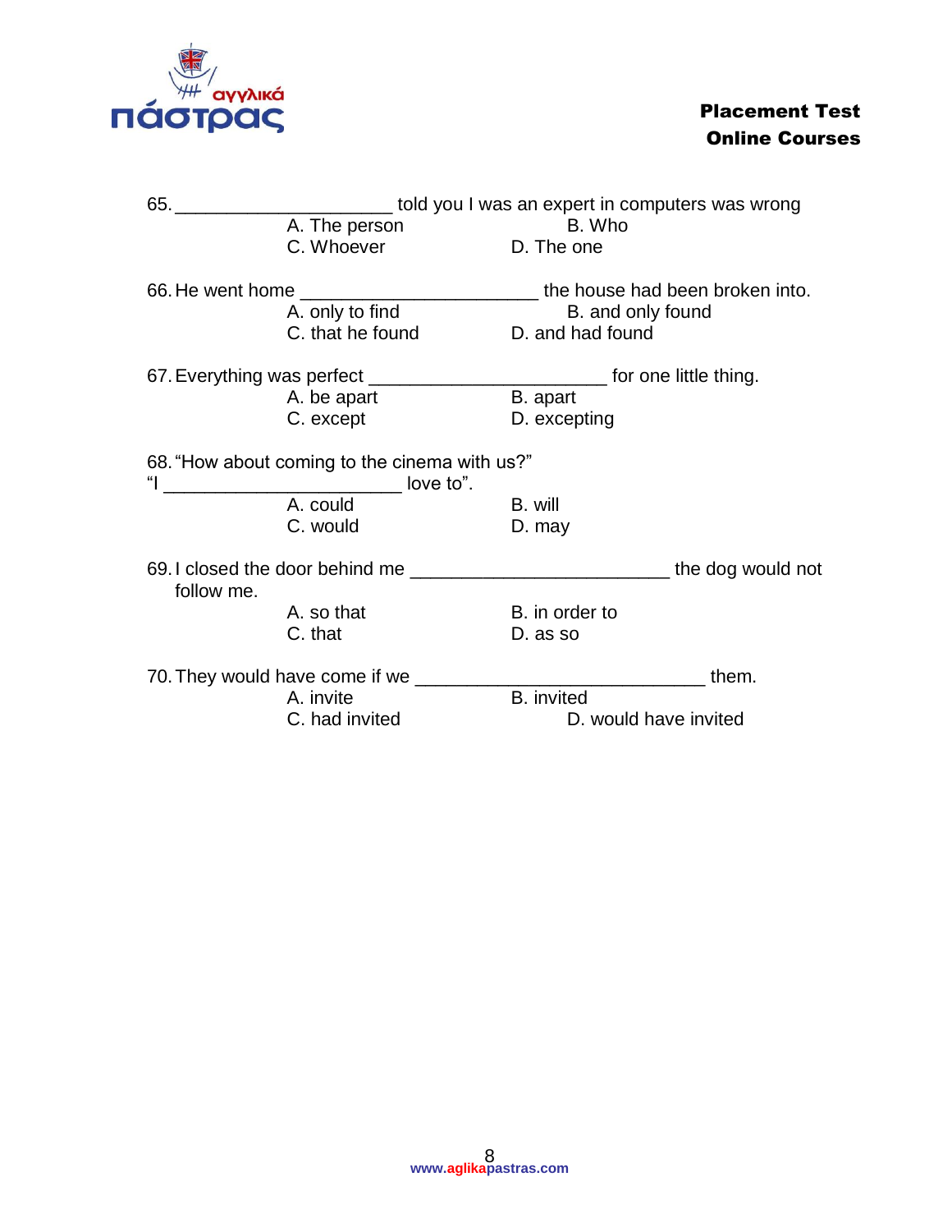65. _____________________ told you I was an expert in computers was wrong

A. The person
B. Who
C. Whoever
D. The one

66. He went home _______________________ the house had been broken into.

A. only to find
B. and only found
C. that he found
D. and had found

67. Everything was perfect _______________________ for one little thing.

A. be apart
B. apart
C. except
D. excepting

68. "How about coming to the cinema with us?"
"I _______________________ love to".

A. could
B. will
C. would
D. may

69. I closed the door behind me _________________________ the dog would not follow me.

A. so that
B. in order to
C. that
D. as so

70. They would have come if we ____________________________ them.

A. invite
B. invited
C. had invited
D. would have invited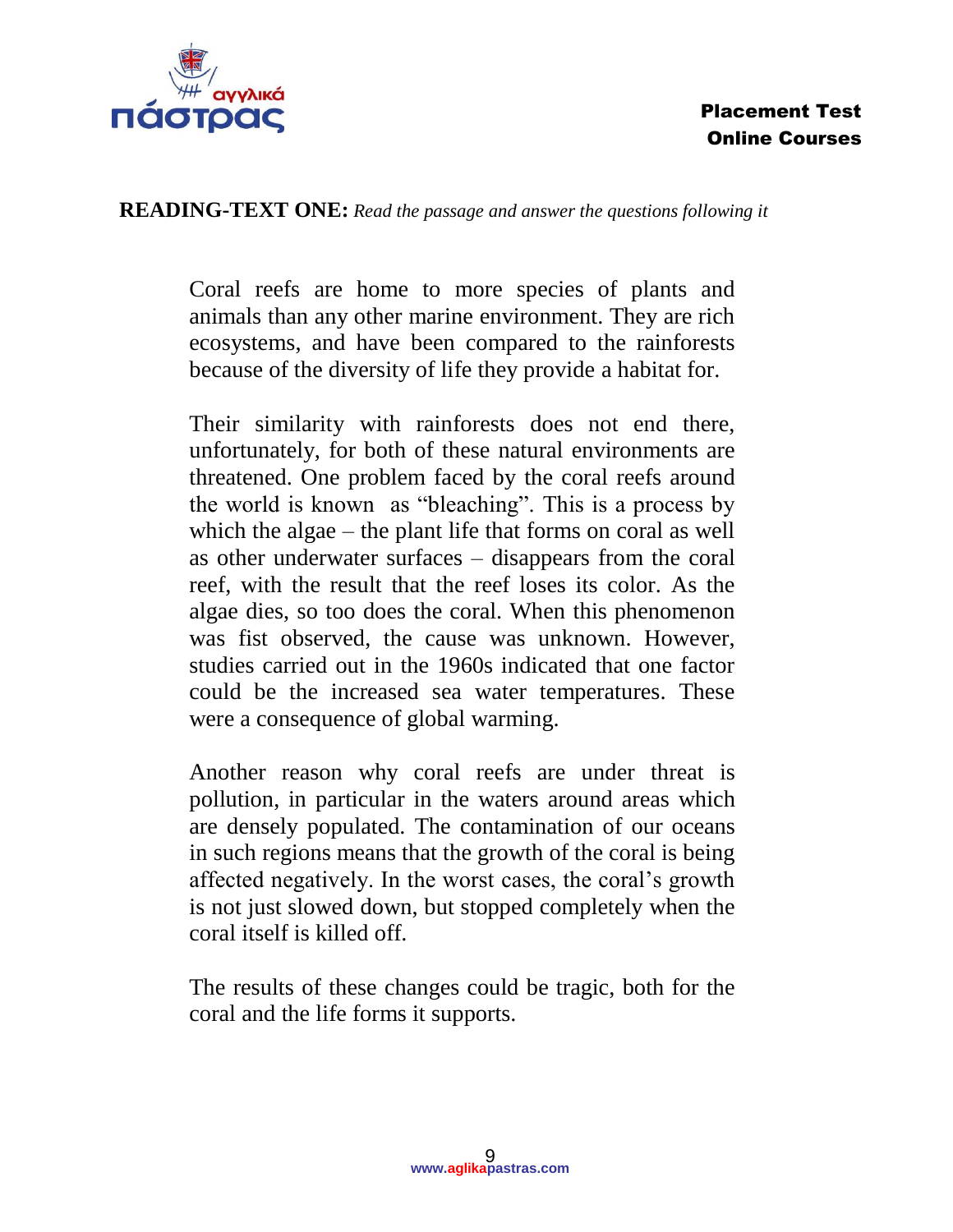**READING-TEXT ONE:** *Read the passage and answer the questions following it*

Coral reefs are home to more species of plants and animals than any other marine environment. They are rich ecosystems, and have been compared to the rainforests because of the diversity of life they provide a habitat for.

Their similarity with rainforests does not end there, unfortunately, for both of these natural environments are threatened. One problem faced by the coral reefs around the world is known as "bleaching". This is a process by which the algae – the plant life that forms on coral as well as other underwater surfaces – disappears from the coral reef, with the result that the reef loses its color. As the algae dies, so too does the coral. When this phenomenon was fist observed, the cause was unknown. However, studies carried out in the 1960s indicated that one factor could be the increased sea water temperatures. These were a consequence of global warming.

Another reason why coral reefs are under threat is pollution, in particular in the waters around areas which are densely populated. The contamination of our oceans in such regions means that the growth of the coral is being affected negatively. In the worst cases, the coral's growth is not just slowed down, but stopped completely when the coral itself is killed off.

The results of these changes could be tragic, both for the coral and the life forms it supports.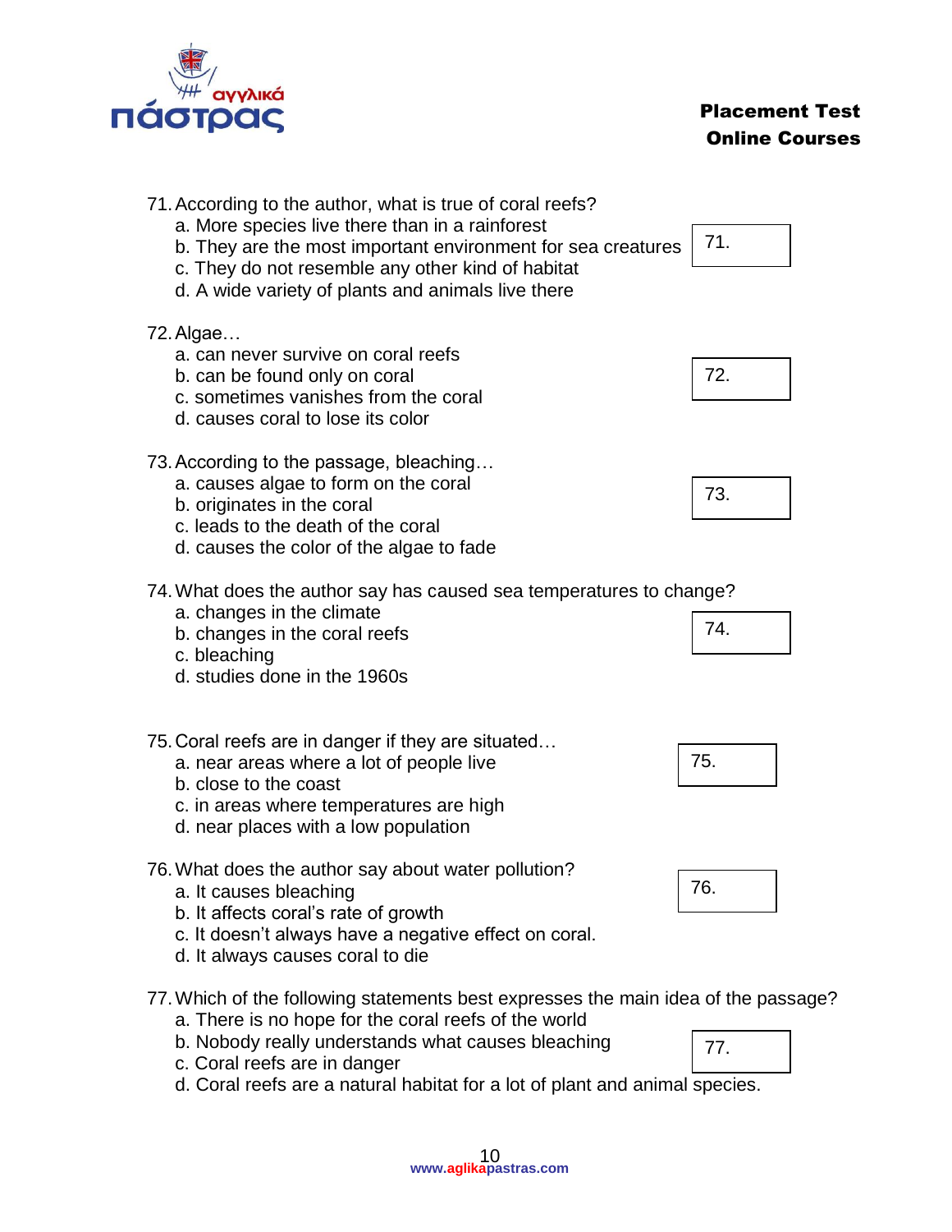71. According to the author, what is true of coral reefs?
   a. More species live there than in a rainforest
   b. They are the most important environment for sea creatures
   c. They do not resemble any other kind of habitat
   d. A wide variety of plants and animals live there

71.

72. Algae…
   a. can never survive on coral reefs
   b. can be found only on coral
   c. sometimes vanishes from the coral
   d. causes coral to lose its color

72.

73. According to the passage, bleaching…
   a. causes algae to form on the coral
   b. originates in the coral
   c. leads to the death of the coral
   d. causes the color of the algae to fade

73.

74. What does the author say has caused sea temperatures to change?
   a. changes in the climate
   b. changes in the coral reefs
   c. bleaching
   d. studies done in the 1960s

74.

75. Coral reefs are in danger if they are situated…
   a. near areas where a lot of people live
   b. close to the coast
   c. in areas where temperatures are high
   d. near places with a low population

75.

76. What does the author say about water pollution?
   a. It causes bleaching
   b. It affects coral's rate of growth
   c. It doesn't always have a negative effect on coral.
   d. It always causes coral to die

76.

77. Which of the following statements best expresses the main idea of the passage?
   a. There is no hope for the coral reefs of the world
   b. Nobody really understands what causes bleaching
   c. Coral reefs are in danger
   d. Coral reefs are a natural habitat for a lot of plant and animal species.

77.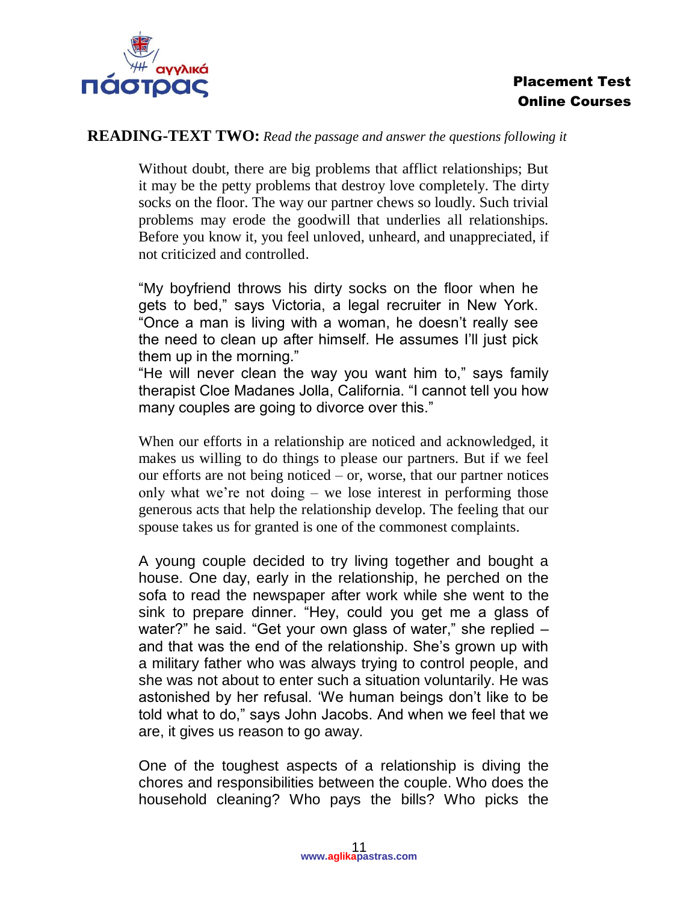**READING-TEXT TWO:** *Read the passage and answer the questions following it*

Without doubt, there are big problems that afflict relationships; But it may be the petty problems that destroy love completely. The dirty socks on the floor. The way our partner chews so loudly. Such trivial problems may erode the goodwill that underlies all relationships. Before you know it, you feel unloved, unheard, and unappreciated, if not criticized and controlled.

"My boyfriend throws his dirty socks on the floor when he gets to bed," says Victoria, a legal recruiter in New York. "Once a man is living with a woman, he doesn't really see the need to clean up after himself. He assumes I'll just pick them up in the morning."
"He will never clean the way you want him to," says family therapist Cloe Madanes Jolla, California. "I cannot tell you how many couples are going to divorce over this."

When our efforts in a relationship are noticed and acknowledged, it makes us willing to do things to please our partners. But if we feel our efforts are not being noticed – or, worse, that our partner notices only what we're not doing – we lose interest in performing those generous acts that help the relationship develop. The feeling that our spouse takes us for granted is one of the commonest complaints.

A young couple decided to try living together and bought a house. One day, early in the relationship, he perched on the sofa to read the newspaper after work while she went to the sink to prepare dinner. "Hey, could you get me a glass of water?" he said. "Get your own glass of water," she replied – and that was the end of the relationship. She's grown up with a military father who was always trying to control people, and she was not about to enter such a situation voluntarily. He was astonished by her refusal. 'We human beings don't like to be told what to do," says John Jacobs. And when we feel that we are, it gives us reason to go away.

One of the toughest aspects of a relationship is diving the chores and responsibilities between the couple. Who does the household cleaning? Who pays the bills? Who picks the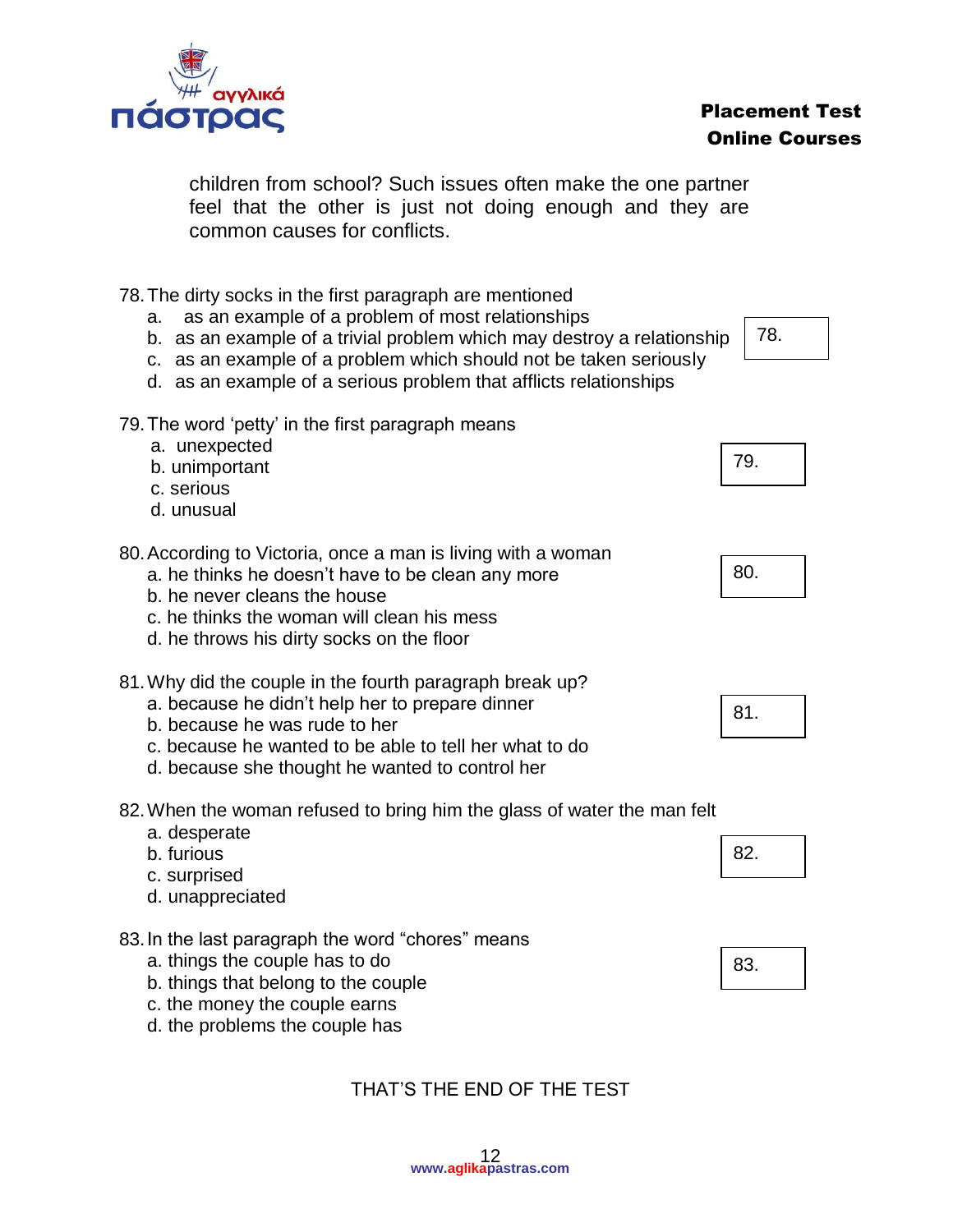children from school? Such issues often make the one partner feel that the other is just not doing enough and they are common causes for conflicts.

78. The dirty socks in the first paragraph are mentioned
   a. as an example of a problem of most relationships
   b. as an example of a trivial problem which may destroy a relationship
   c. as an example of a problem which should not be taken seriously
   d. as an example of a serious problem that afflicts relationships

78.

79. The word 'petty' in the first paragraph means
   a. unexpected
   b. unimportant
   c. serious
   d. unusual

79.

80. According to Victoria, once a man is living with a woman
   a. he thinks he doesn't have to be clean any more
   b. he never cleans the house
   c. he thinks the woman will clean his mess
   d. he throws his dirty socks on the floor

80.

81. Why did the couple in the fourth paragraph break up?
   a. because he didn't help her to prepare dinner
   b. because he was rude to her
   c. because he wanted to be able to tell her what to do
   d. because she thought he wanted to control her

81.

82. When the woman refused to bring him the glass of water the man felt
   a. desperate
   b. furious
   c. surprised
   d. unappreciated

82.

83. In the last paragraph the word "chores" means
   a. things the couple has to do
   b. things that belong to the couple
   c. the money the couple earns
   d. the problems the couple has

83.

THAT'S THE END OF THE TEST